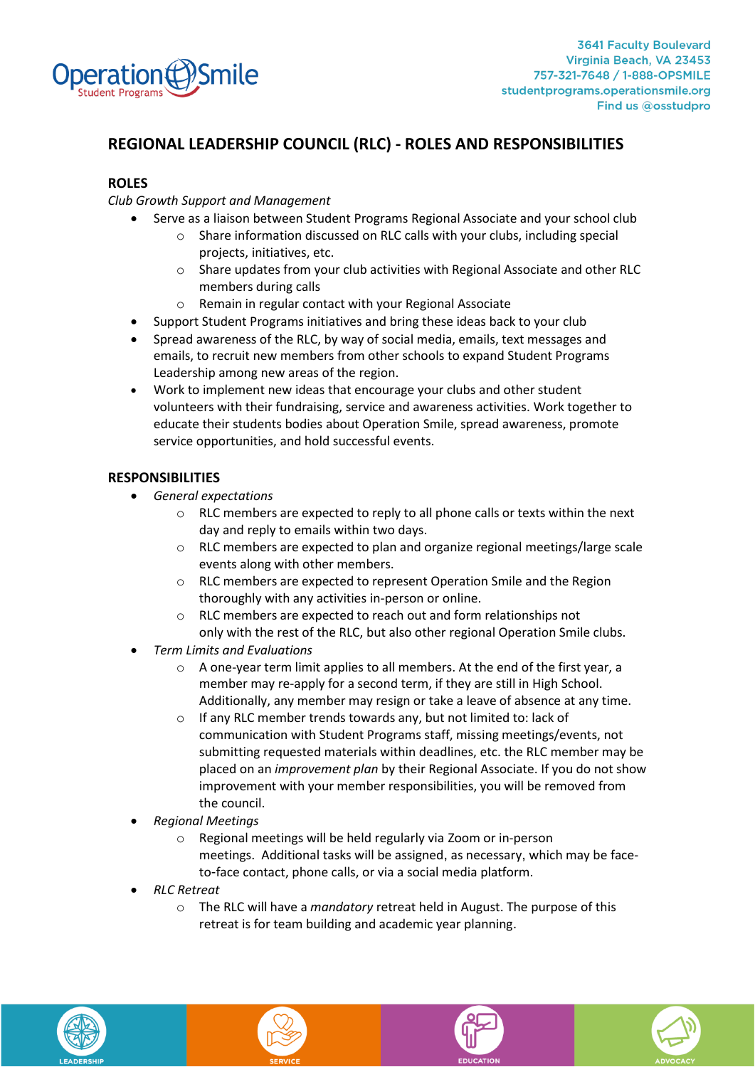Operation Smile Student Programs

3641 Faculty Boulevard
Virginia Beach, VA 23453
757-321-7648 / 1-888-OPSMILE
studentprograms.operationsmile.org
Find us @osstudpro

# REGIONAL LEADERSHIP COUNCIL (RLC) - ROLES AND RESPONSIBILITIES

## ROLES

*Club Growth Support and Management*

- Serve as a liaison between Student Programs Regional Associate and your school club
  - Share information discussed on RLC calls with your clubs, including special projects, initiatives, etc.
  - Share updates from your club activities with Regional Associate and other RLC members during calls
  - Remain in regular contact with your Regional Associate
- Support Student Programs initiatives and bring these ideas back to your club
- Spread awareness of the RLC, by way of social media, emails, text messages and emails, to recruit new members from other schools to expand Student Programs Leadership among new areas of the region.
- Work to implement new ideas that encourage your clubs and other student volunteers with their fundraising, service and awareness activities. Work together to educate their students bodies about Operation Smile, spread awareness, promote service opportunities, and hold successful events.

## RESPONSIBILITIES

- *General expectations*
  - RLC members are expected to reply to all phone calls or texts within the next day and reply to emails within two days.
  - RLC members are expected to plan and organize regional meetings/large scale events along with other members.
  - RLC members are expected to represent Operation Smile and the Region thoroughly with any activities in-person or online.
  - RLC members are expected to reach out and form relationships not only with the rest of the RLC, but also other regional Operation Smile clubs.
- *Term Limits and Evaluations*
  - A one-year term limit applies to all members. At the end of the first year, a member may re-apply for a second term, if they are still in High School. Additionally, any member may resign or take a leave of absence at any time.
  - If any RLC member trends towards any, but not limited to: lack of communication with Student Programs staff, missing meetings/events, not submitting requested materials within deadlines, etc. the RLC member may be placed on an *improvement plan* by their Regional Associate. If you do not show improvement with your member responsibilities, you will be removed from the council.
- *Regional Meetings*
  - Regional meetings will be held regularly via Zoom or in-person meetings. Additional tasks will be assigned, as necessary, which may be face-to-face contact, phone calls, or via a social media platform.
- *RLC Retreat*
  - The RLC will have a *mandatory* retreat held in August. The purpose of this retreat is for team building and academic year planning.

LEADERSHIP | SERVICE | EDUCATION | ADVOCACY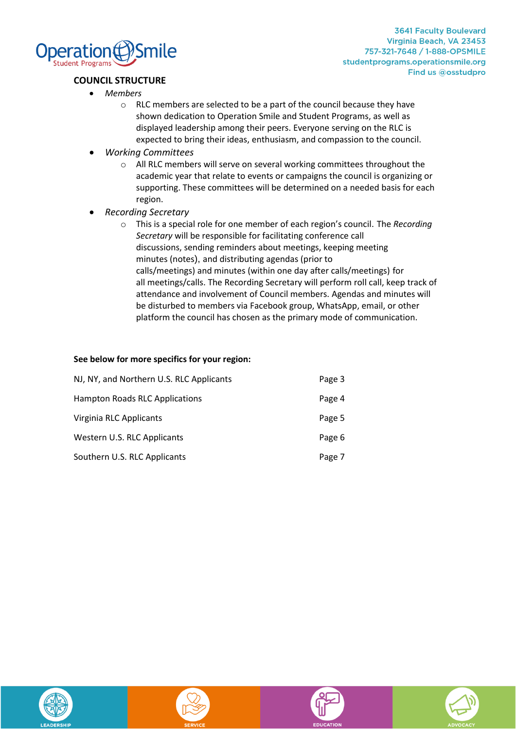## COUNCIL STRUCTURE

- *Members*
    - RLC members are selected to be a part of the council because they have shown dedication to Operation Smile and Student Programs, as well as displayed leadership among their peers. Everyone serving on the RLC is expected to bring their ideas, enthusiasm, and compassion to the council.
- *Working Committees*
    - All RLC members will serve on several working committees throughout the academic year that relate to events or campaigns the council is organizing or supporting. These committees will be determined on a needed basis for each region.
- *Recording Secretary*
    - This is a special role for one member of each region's council. The *Recording Secretary* will be responsible for facilitating conference call discussions, sending reminders about meetings, keeping meeting minutes (notes), and distributing agendas (prior to calls/meetings) and minutes (within one day after calls/meetings) for all meetings/calls. The Recording Secretary will perform roll call, keep track of attendance and involvement of Council members. Agendas and minutes will be disturbed to members via Facebook group, WhatsApp, email, or other platform the council has chosen as the primary mode of communication.

**See below for more specifics for your region:**

| | |
|---|---|
| NJ, NY, and Northern U.S. RLC Applicants | Page 3 |
| Hampton Roads RLC Applications | Page 4 |
| Virginia RLC Applicants | Page 5 |
| Western U.S. RLC Applicants | Page 6 |
| Southern U.S. RLC Applicants | Page 7 |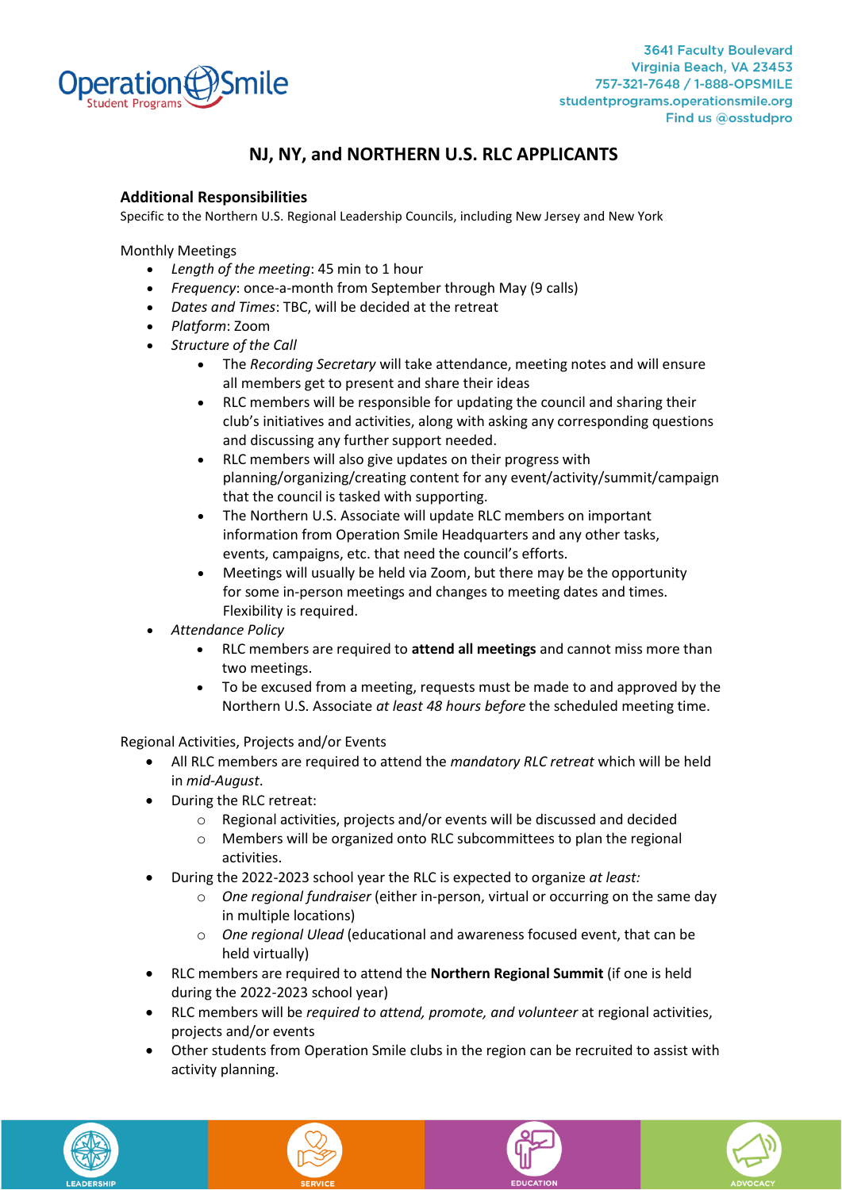# NJ, NY, and NORTHERN U.S. RLC APPLICANTS

## Additional Responsibilities

Specific to the Northern U.S. Regional Leadership Councils, including New Jersey and New York

Monthly Meetings

- *Length of the meeting*: 45 min to 1 hour
- *Frequency*: once-a-month from September through May (9 calls)
- *Dates and Times*: TBC, will be decided at the retreat
- *Platform*: Zoom
- *Structure of the Call*
    - The *Recording Secretary* will take attendance, meeting notes and will ensure all members get to present and share their ideas
    - RLC members will be responsible for updating the council and sharing their club's initiatives and activities, along with asking any corresponding questions and discussing any further support needed.
    - RLC members will also give updates on their progress with planning/organizing/creating content for any event/activity/summit/campaign that the council is tasked with supporting.
    - The Northern U.S. Associate will update RLC members on important information from Operation Smile Headquarters and any other tasks, events, campaigns, etc. that need the council's efforts.
    - Meetings will usually be held via Zoom, but there may be the opportunity for some in-person meetings and changes to meeting dates and times. Flexibility is required.
- *Attendance Policy*
    - RLC members are required to **attend all meetings** and cannot miss more than two meetings.
    - To be excused from a meeting, requests must be made to and approved by the Northern U.S. Associate *at least 48 hours before* the scheduled meeting time.

Regional Activities, Projects and/or Events

- All RLC members are required to attend the *mandatory RLC retreat* which will be held in *mid-August*.
- During the RLC retreat:
    - Regional activities, projects and/or events will be discussed and decided
    - Members will be organized onto RLC subcommittees to plan the regional activities.
- During the 2022-2023 school year the RLC is expected to organize *at least:*
    - *One regional fundraiser* (either in-person, virtual or occurring on the same day in multiple locations)
    - *One regional Ulead* (educational and awareness focused event, that can be held virtually)
- RLC members are required to attend the **Northern Regional Summit** (if one is held during the 2022-2023 school year)
- RLC members will be *required to attend, promote, and volunteer* at regional activities, projects and/or events
- Other students from Operation Smile clubs in the region can be recruited to assist with activity planning.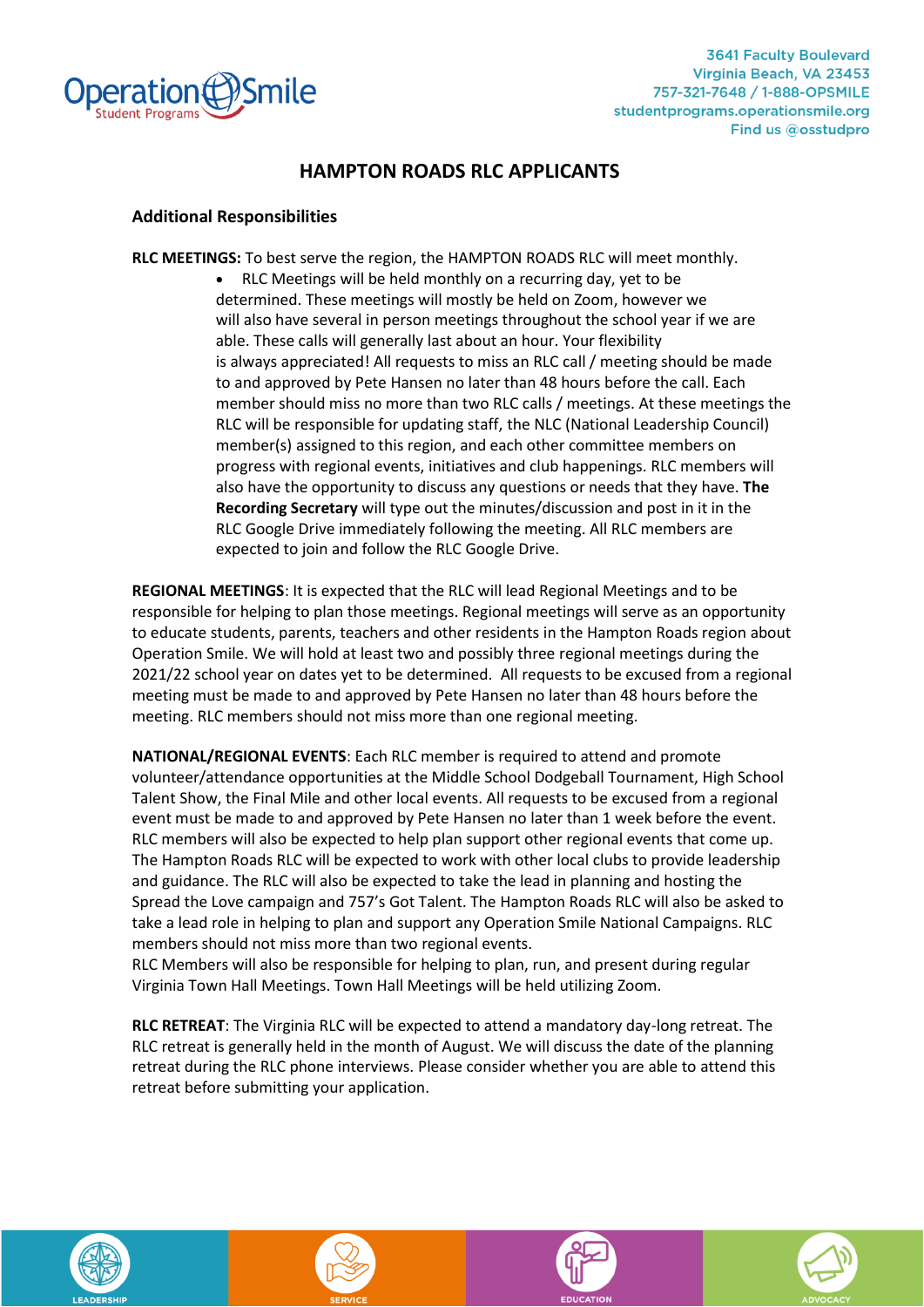# HAMPTON ROADS RLC APPLICANTS

## Additional Responsibilities

**RLC MEETINGS:** To best serve the region, the HAMPTON ROADS RLC will meet monthly.

- RLC Meetings will be held monthly on a recurring day, yet to be determined. These meetings will mostly be held on Zoom, however we will also have several in person meetings throughout the school year if we are able. These calls will generally last about an hour. Your flexibility is always appreciated! All requests to miss an RLC call / meeting should be made to and approved by Pete Hansen no later than 48 hours before the call. Each member should miss no more than two RLC calls / meetings. At these meetings the RLC will be responsible for updating staff, the NLC (National Leadership Council) member(s) assigned to this region, and each other committee members on progress with regional events, initiatives and club happenings. RLC members will also have the opportunity to discuss any questions or needs that they have. **The Recording Secretary** will type out the minutes/discussion and post in it in the RLC Google Drive immediately following the meeting. All RLC members are expected to join and follow the RLC Google Drive.

**REGIONAL MEETINGS**: It is expected that the RLC will lead Regional Meetings and to be responsible for helping to plan those meetings. Regional meetings will serve as an opportunity to educate students, parents, teachers and other residents in the Hampton Roads region about Operation Smile. We will hold at least two and possibly three regional meetings during the 2021/22 school year on dates yet to be determined. All requests to be excused from a regional meeting must be made to and approved by Pete Hansen no later than 48 hours before the meeting. RLC members should not miss more than one regional meeting.

**NATIONAL/REGIONAL EVENTS**: Each RLC member is required to attend and promote volunteer/attendance opportunities at the Middle School Dodgeball Tournament, High School Talent Show, the Final Mile and other local events. All requests to be excused from a regional event must be made to and approved by Pete Hansen no later than 1 week before the event. RLC members will also be expected to help plan support other regional events that come up. The Hampton Roads RLC will be expected to work with other local clubs to provide leadership and guidance. The RLC will also be expected to take the lead in planning and hosting the Spread the Love campaign and 757's Got Talent. The Hampton Roads RLC will also be asked to take a lead role in helping to plan and support any Operation Smile National Campaigns. RLC members should not miss more than two regional events.
RLC Members will also be responsible for helping to plan, run, and present during regular Virginia Town Hall Meetings. Town Hall Meetings will be held utilizing Zoom.

**RLC RETREAT**: The Virginia RLC will be expected to attend a mandatory day-long retreat. The RLC retreat is generally held in the month of August. We will discuss the date of the planning retreat during the RLC phone interviews. Please consider whether you are able to attend this retreat before submitting your application.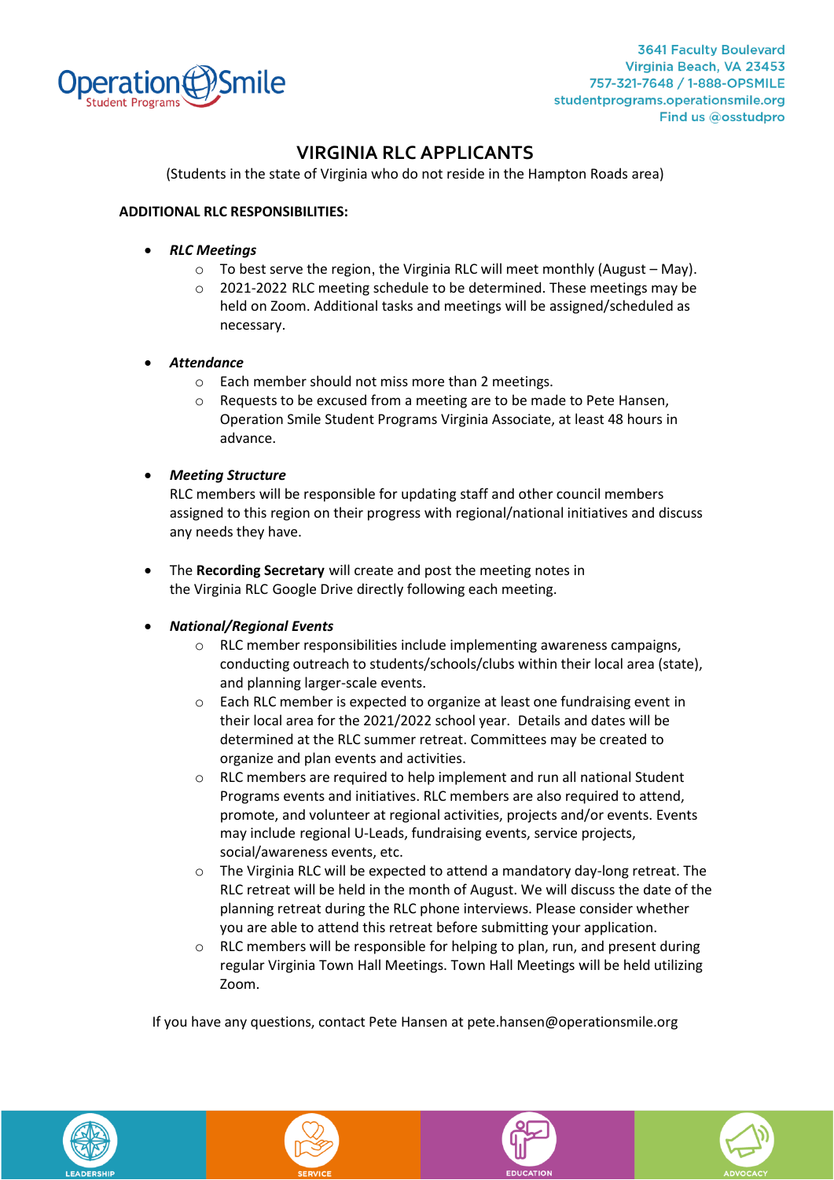Operation Smile Student Programs

3641 Faculty Boulevard
Virginia Beach, VA 23453
757-321-7648 / 1-888-OPSMILE
studentprograms.operationsmile.org
Find us @osstudpro

# VIRGINIA RLC APPLICANTS

(Students in the state of Virginia who do not reside in the Hampton Roads area)

**ADDITIONAL RLC RESPONSIBILITIES:**

- ***RLC Meetings***
  - To best serve the region, the Virginia RLC will meet monthly (August – May).
  - 2021-2022 RLC meeting schedule to be determined. These meetings may be held on Zoom. Additional tasks and meetings will be assigned/scheduled as necessary.

- ***Attendance***
  - Each member should not miss more than 2 meetings.
  - Requests to be excused from a meeting are to be made to Pete Hansen, Operation Smile Student Programs Virginia Associate, at least 48 hours in advance.

- ***Meeting Structure***
  RLC members will be responsible for updating staff and other council members assigned to this region on their progress with regional/national initiatives and discuss any needs they have.

- The **Recording Secretary** will create and post the meeting notes in the Virginia RLC Google Drive directly following each meeting.

- ***National/Regional Events***
  - RLC member responsibilities include implementing awareness campaigns, conducting outreach to students/schools/clubs within their local area (state), and planning larger-scale events.
  - Each RLC member is expected to organize at least one fundraising event in their local area for the 2021/2022 school year. Details and dates will be determined at the RLC summer retreat. Committees may be created to organize and plan events and activities.
  - RLC members are required to help implement and run all national Student Programs events and initiatives. RLC members are also required to attend, promote, and volunteer at regional activities, projects and/or events. Events may include regional U-Leads, fundraising events, service projects, social/awareness events, etc.
  - The Virginia RLC will be expected to attend a mandatory day-long retreat. The RLC retreat will be held in the month of August. We will discuss the date of the planning retreat during the RLC phone interviews. Please consider whether you are able to attend this retreat before submitting your application.
  - RLC members will be responsible for helping to plan, run, and present during regular Virginia Town Hall Meetings. Town Hall Meetings will be held utilizing Zoom.

If you have any questions, contact Pete Hansen at pete.hansen@operationsmile.org

LEADERSHIP SERVICE EDUCATION ADVOCACY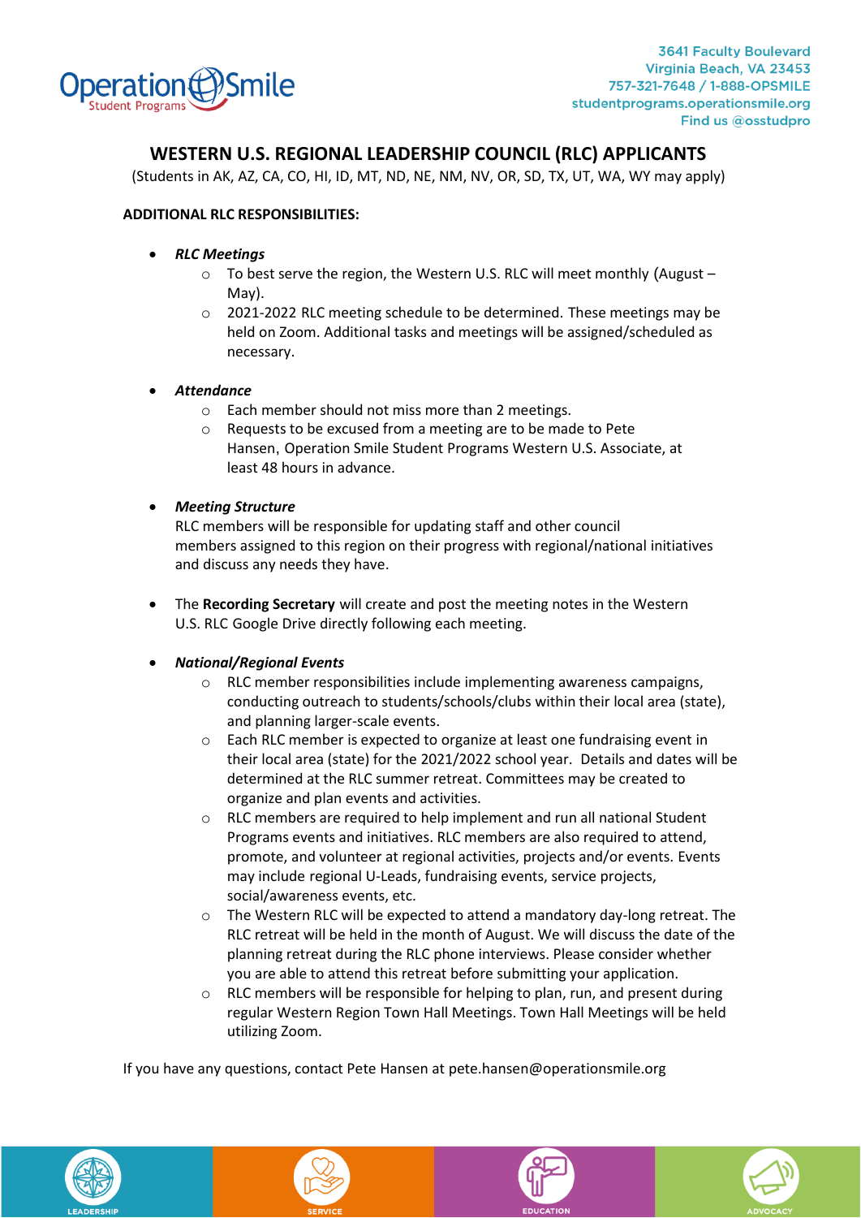# WESTERN U.S. REGIONAL LEADERSHIP COUNCIL (RLC) APPLICANTS

(Students in AK, AZ, CA, CO, HI, ID, MT, ND, NE, NM, NV, OR, SD, TX, UT, WA, WY may apply)

**ADDITIONAL RLC RESPONSIBILITIES:**

- ***RLC Meetings***
  - To best serve the region, the Western U.S. RLC will meet monthly (August – May).
  - 2021-2022 RLC meeting schedule to be determined. These meetings may be held on Zoom. Additional tasks and meetings will be assigned/scheduled as necessary.

- ***Attendance***
  - Each member should not miss more than 2 meetings.
  - Requests to be excused from a meeting are to be made to Pete Hansen, Operation Smile Student Programs Western U.S. Associate, at least 48 hours in advance.

- ***Meeting Structure***
  RLC members will be responsible for updating staff and other council members assigned to this region on their progress with regional/national initiatives and discuss any needs they have.

- The **Recording Secretary** will create and post the meeting notes in the Western U.S. RLC Google Drive directly following each meeting.

- ***National/Regional Events***
  - RLC member responsibilities include implementing awareness campaigns, conducting outreach to students/schools/clubs within their local area (state), and planning larger-scale events.
  - Each RLC member is expected to organize at least one fundraising event in their local area (state) for the 2021/2022 school year. Details and dates will be determined at the RLC summer retreat. Committees may be created to organize and plan events and activities.
  - RLC members are required to help implement and run all national Student Programs events and initiatives. RLC members are also required to attend, promote, and volunteer at regional activities, projects and/or events. Events may include regional U-Leads, fundraising events, service projects, social/awareness events, etc.
  - The Western RLC will be expected to attend a mandatory day-long retreat. The RLC retreat will be held in the month of August. We will discuss the date of the planning retreat during the RLC phone interviews. Please consider whether you are able to attend this retreat before submitting your application.
  - RLC members will be responsible for helping to plan, run, and present during regular Western Region Town Hall Meetings. Town Hall Meetings will be held utilizing Zoom.

If you have any questions, contact Pete Hansen at pete.hansen@operationsmile.org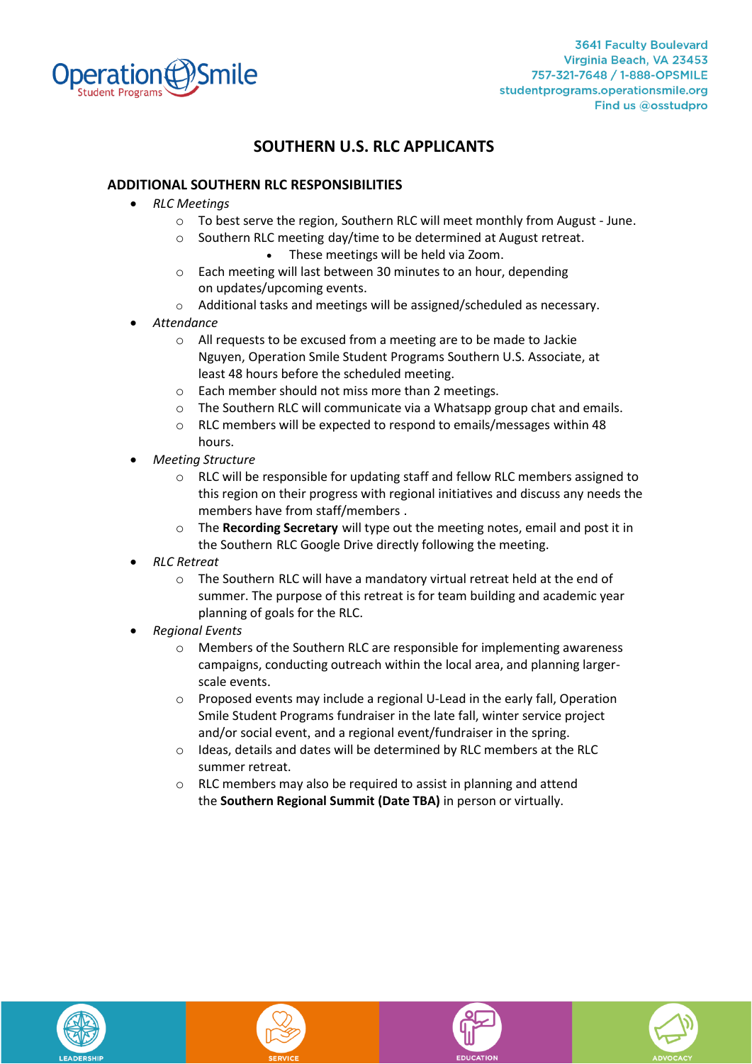# SOUTHERN U.S. RLC APPLICANTS

## ADDITIONAL SOUTHERN RLC RESPONSIBILITIES

- *RLC Meetings*
  - To best serve the region, Southern RLC will meet monthly from August - June.
  - Southern RLC meeting day/time to be determined at August retreat.
    - These meetings will be held via Zoom.
  - Each meeting will last between 30 minutes to an hour, depending on updates/upcoming events.
  - Additional tasks and meetings will be assigned/scheduled as necessary.
- *Attendance*
  - All requests to be excused from a meeting are to be made to Jackie Nguyen, Operation Smile Student Programs Southern U.S. Associate, at least 48 hours before the scheduled meeting.
  - Each member should not miss more than 2 meetings.
  - The Southern RLC will communicate via a Whatsapp group chat and emails.
  - RLC members will be expected to respond to emails/messages within 48 hours.
- *Meeting Structure*
  - RLC will be responsible for updating staff and fellow RLC members assigned to this region on their progress with regional initiatives and discuss any needs the members have from staff/members .
  - The **Recording Secretary** will type out the meeting notes, email and post it in the Southern RLC Google Drive directly following the meeting.
- *RLC Retreat*
  - The Southern RLC will have a mandatory virtual retreat held at the end of summer. The purpose of this retreat is for team building and academic year planning of goals for the RLC.
- *Regional Events*
  - Members of the Southern RLC are responsible for implementing awareness campaigns, conducting outreach within the local area, and planning larger-scale events.
  - Proposed events may include a regional U-Lead in the early fall, Operation Smile Student Programs fundraiser in the late fall, winter service project and/or social event, and a regional event/fundraiser in the spring.
  - Ideas, details and dates will be determined by RLC members at the RLC summer retreat.
  - RLC members may also be required to assist in planning and attend the **Southern Regional Summit (Date TBA)** in person or virtually.